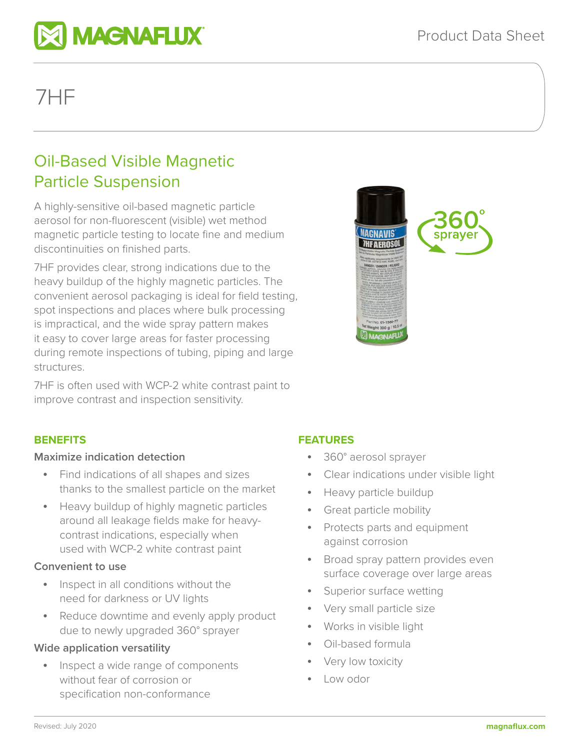# 7HF

## Oil-Based Visible Magnetic Particle Suspension

A highly-sensitive oil-based magnetic particle aerosol for non-fluorescent (visible) wet method magnetic particle testing to locate fine and medium discontinuities on finished parts.

7HF provides clear, strong indications due to the heavy buildup of the highly magnetic particles. The convenient aerosol packaging is ideal for field testing, spot inspections and places where bulk processing is impractical, and the wide spray pattern makes it easy to cover large areas for faster processing during remote inspections of tubing, piping and large structures.

7HF is often used with WCP-2 white contrast paint to improve contrast and inspection sensitivity.

### BENEFITS

**Maximize indication detection**

- Find indications of all shapes and sizes thanks to the smallest particle on the market
- Heavy buildup of highly magnetic particles around all leakage fields make for heavy-contrast indications, especially when used with WCP-2 white contrast paint

**Convenient to use**

- Inspect in all conditions without the need for darkness or UV lights
- Reduce downtime and evenly apply product due to newly upgraded 360° sprayer

**Wide application versatility**

- Inspect a wide range of components without fear of corrosion or specification non-conformance

### FEATURES

- 360° aerosol sprayer
- Clear indications under visible light
- Heavy particle buildup
- Great particle mobility
- Protects parts and equipment against corrosion
- Broad spray pattern provides even surface coverage over large areas
- Superior surface wetting
- Very small particle size
- Works in visible light
- Oil-based formula
- Very low toxicity
- Low odor

Revised: July 2020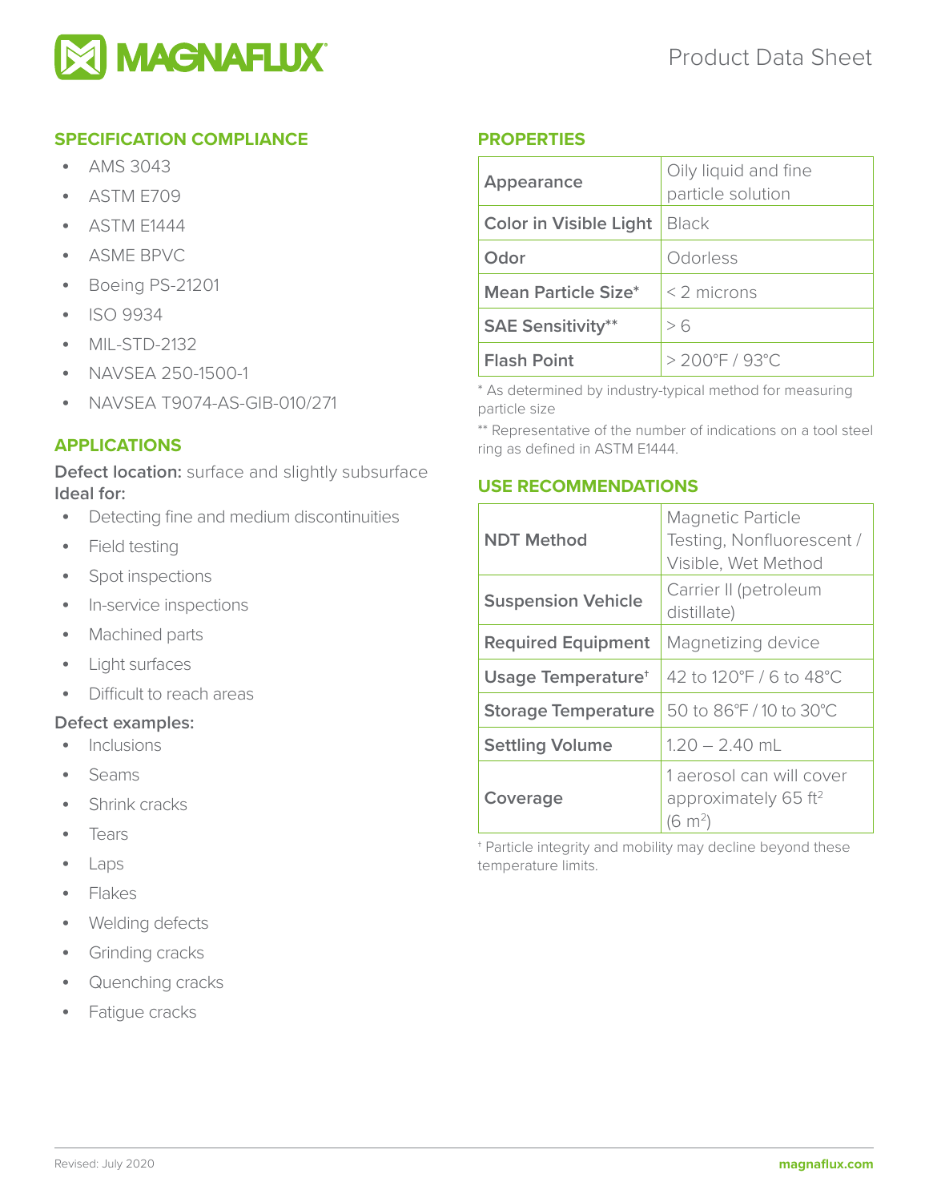## SPECIFICATION COMPLIANCE

- AMS 3043
- ASTM E709
- ASTM E1444
- ASME BPVC
- Boeing PS-21201
- ISO 9934
- MIL-STD-2132
- NAVSEA 250-1500-1
- NAVSEA T9074-AS-GIB-010/271

## APPLICATIONS

**Defect location:** surface and slightly subsurface

**Ideal for:**

- Detecting fine and medium discontinuities
- Field testing
- Spot inspections
- In-service inspections
- Machined parts
- Light surfaces
- Difficult to reach areas

**Defect examples:**

- Inclusions
- Seams
- Shrink cracks
- Tears
- Laps
- Flakes
- Welding defects
- Grinding cracks
- Quenching cracks
- Fatigue cracks

## PROPERTIES

| | |
|---|---|
| **Appearance** | Oily liquid and fine particle solution |
| **Color in Visible Light** | Black |
| **Odor** | Odorless |
| **Mean Particle Size*** | < 2 microns |
| **SAE Sensitivity**** | > 6 |
| **Flash Point** | > 200°F / 93°C |

* As determined by industry-typical method for measuring particle size

** Representative of the number of indications on a tool steel ring as defined in ASTM E1444.

## USE RECOMMENDATIONS

| | |
|---|---|
| **NDT Method** | Magnetic Particle Testing, Nonfluorescent / Visible, Wet Method |
| **Suspension Vehicle** | Carrier II (petroleum distillate) |
| **Required Equipment** | Magnetizing device |
| **Usage Temperature†** | 42 to 120°F / 6 to 48°C |
| **Storage Temperature** | 50 to 86°F / 10 to 30°C |
| **Settling Volume** | 1.20 – 2.40 mL |
| **Coverage** | 1 aerosol can will cover approximately 65 $ft^2$ (6 $m^2$) |

† Particle integrity and mobility may decline beyond these temperature limits.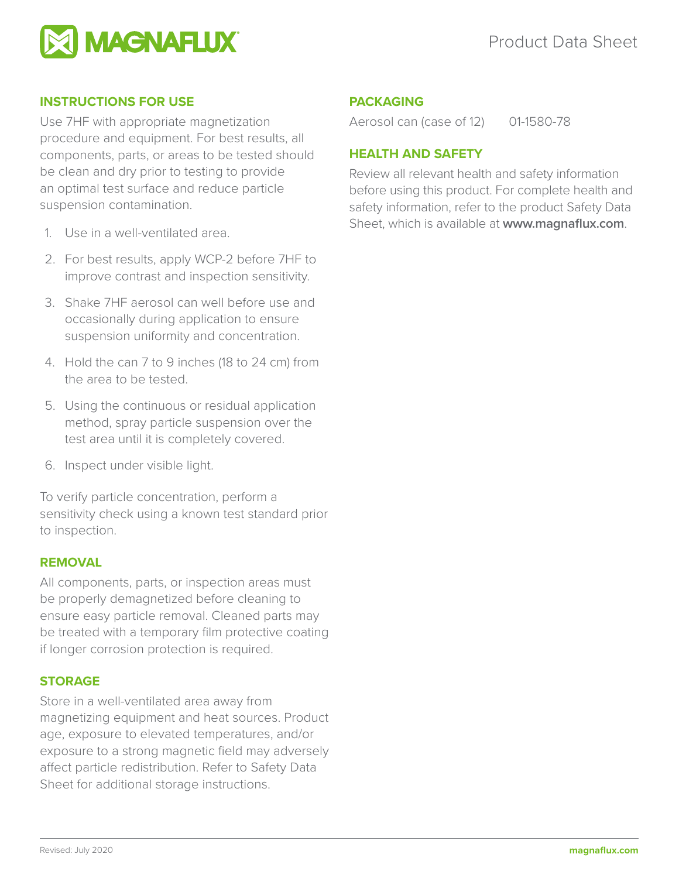## INSTRUCTIONS FOR USE

Use 7HF with appropriate magnetization procedure and equipment. For best results, all components, parts, or areas to be tested should be clean and dry prior to testing to provide an optimal test surface and reduce particle suspension contamination.

1. Use in a well-ventilated area.
2. For best results, apply WCP-2 before 7HF to improve contrast and inspection sensitivity.
3. Shake 7HF aerosol can well before use and occasionally during application to ensure suspension uniformity and concentration.
4. Hold the can 7 to 9 inches (18 to 24 cm) from the area to be tested.
5. Using the continuous or residual application method, spray particle suspension over the test area until it is completely covered.
6. Inspect under visible light.

To verify particle concentration, perform a sensitivity check using a known test standard prior to inspection.

## REMOVAL

All components, parts, or inspection areas must be properly demagnetized before cleaning to ensure easy particle removal. Cleaned parts may be treated with a temporary film protective coating if longer corrosion protection is required.

## STORAGE

Store in a well-ventilated area away from magnetizing equipment and heat sources. Product age, exposure to elevated temperatures, and/or exposure to a strong magnetic field may adversely affect particle redistribution. Refer to Safety Data Sheet for additional storage instructions.

## PACKAGING

| | |
|---|---|
| Aerosol can (case of 12) | 01-1580-78 |

## HEALTH AND SAFETY

Review all relevant health and safety information before using this product. For complete health and safety information, refer to the product Safety Data Sheet, which is available at **www.magnaflux.com**.

Revised: July 2020